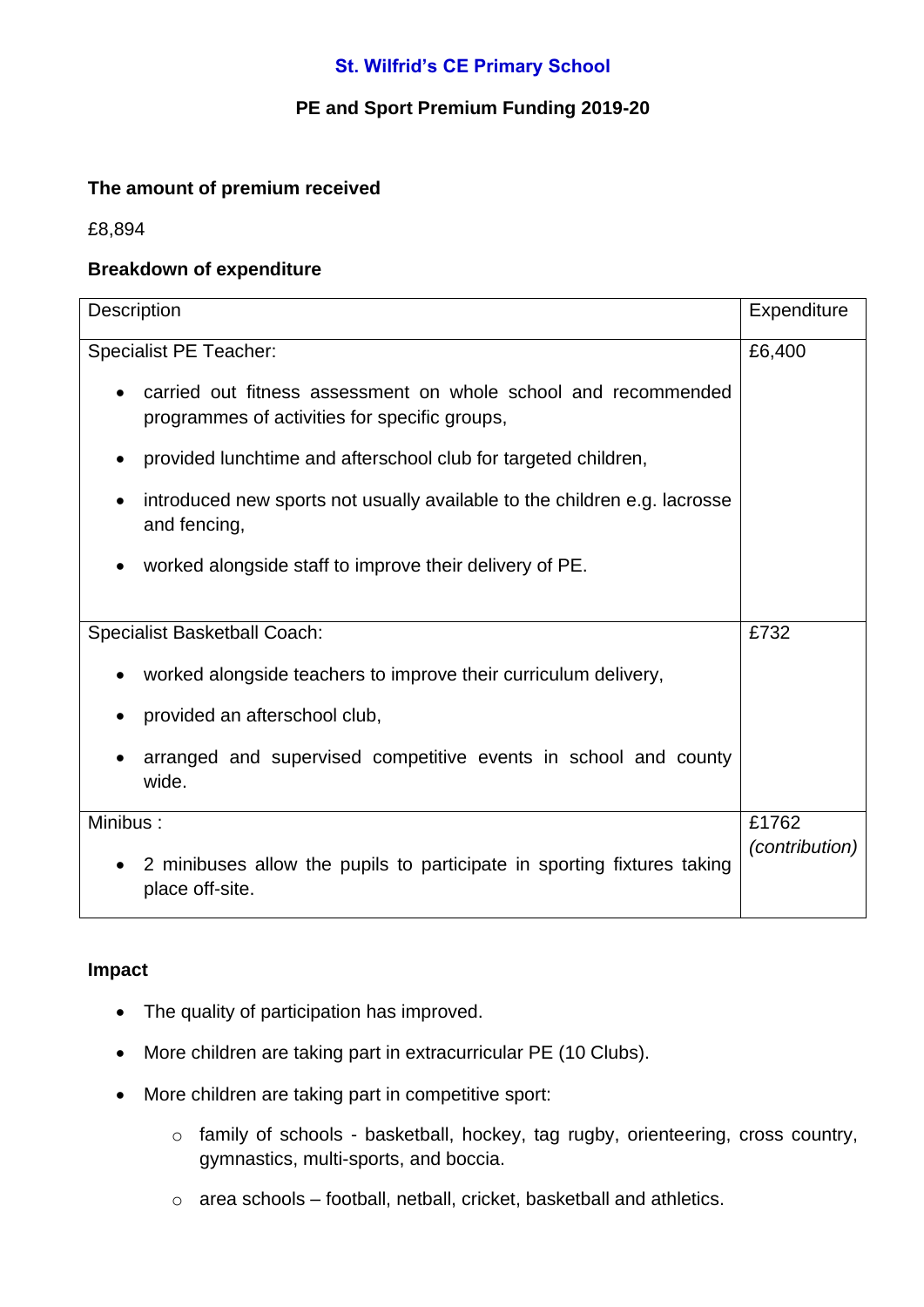# St. Wilfrid's CE Primary School

## PE and Sport Premium Funding 2019-20

### The amount of premium received

£8,894

### Breakdown of expenditure

| Description | Expenditure |
|---|---|
| Specialist PE Teacher:<br>• carried out fitness assessment on whole school and recommended programmes of activities for specific groups,<br>• provided lunchtime and afterschool club for targeted children,<br>• introduced new sports not usually available to the children e.g. lacrosse and fencing,<br>• worked alongside staff to improve their delivery of PE. | £6,400 |
| Specialist Basketball Coach:<br>• worked alongside teachers to improve their curriculum delivery,<br>• provided an afterschool club,<br>• arranged and supervised competitive events in school and county wide. | £732 |
| Minibus :<br>• 2 minibuses allow the pupils to participate in sporting fixtures taking place off-site. | £1762 *(contribution)* |

### Impact

- The quality of participation has improved.
- More children are taking part in extracurricular PE (10 Clubs).
- More children are taking part in competitive sport:
  - family of schools - basketball, hockey, tag rugby, orienteering, cross country, gymnastics, multi-sports, and boccia.
  - area schools – football, netball, cricket, basketball and athletics.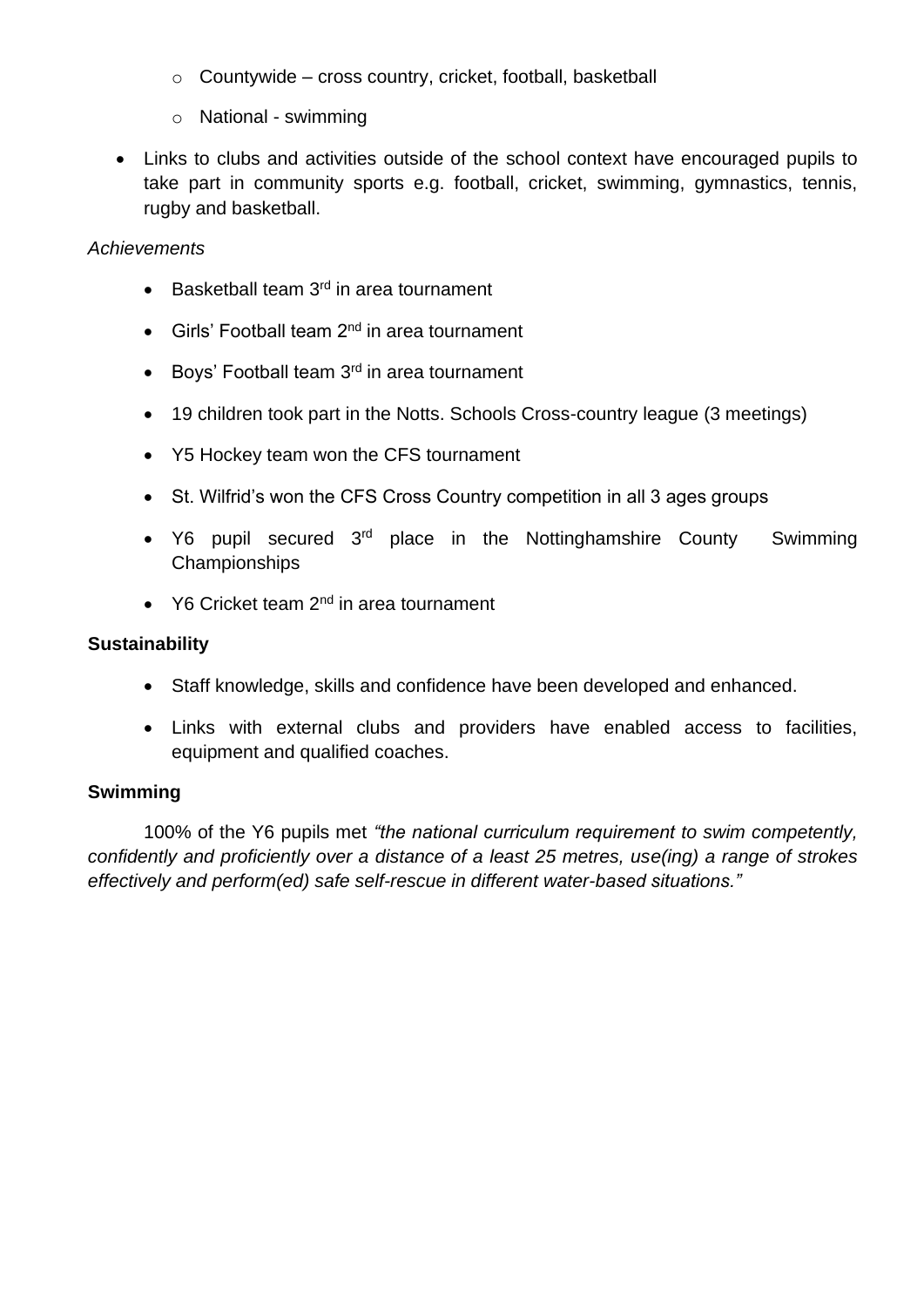- Countywide – cross country, cricket, football, basketball
  - National - swimming

- Links to clubs and activities outside of the school context have encouraged pupils to take part in community sports e.g. football, cricket, swimming, gymnastics, tennis, rugby and basketball.

*Achievements*

- Basketball team 3rd in area tournament
- Girls' Football team 2nd in area tournament
- Boys' Football team 3rd in area tournament
- 19 children took part in the Notts. Schools Cross-country league (3 meetings)
- Y5 Hockey team won the CFS tournament
- St. Wilfrid's won the CFS Cross Country competition in all 3 ages groups
- Y6 pupil secured 3rd place in the Nottinghamshire County Swimming Championships
- Y6 Cricket team 2nd in area tournament

**Sustainability**

- Staff knowledge, skills and confidence have been developed and enhanced.
- Links with external clubs and providers have enabled access to facilities, equipment and qualified coaches.

**Swimming**

100% of the Y6 pupils met *"the national curriculum requirement to swim competently, confidently and proficiently over a distance of a least 25 metres, use(ing) a range of strokes effectively and perform(ed) safe self-rescue in different water-based situations."*